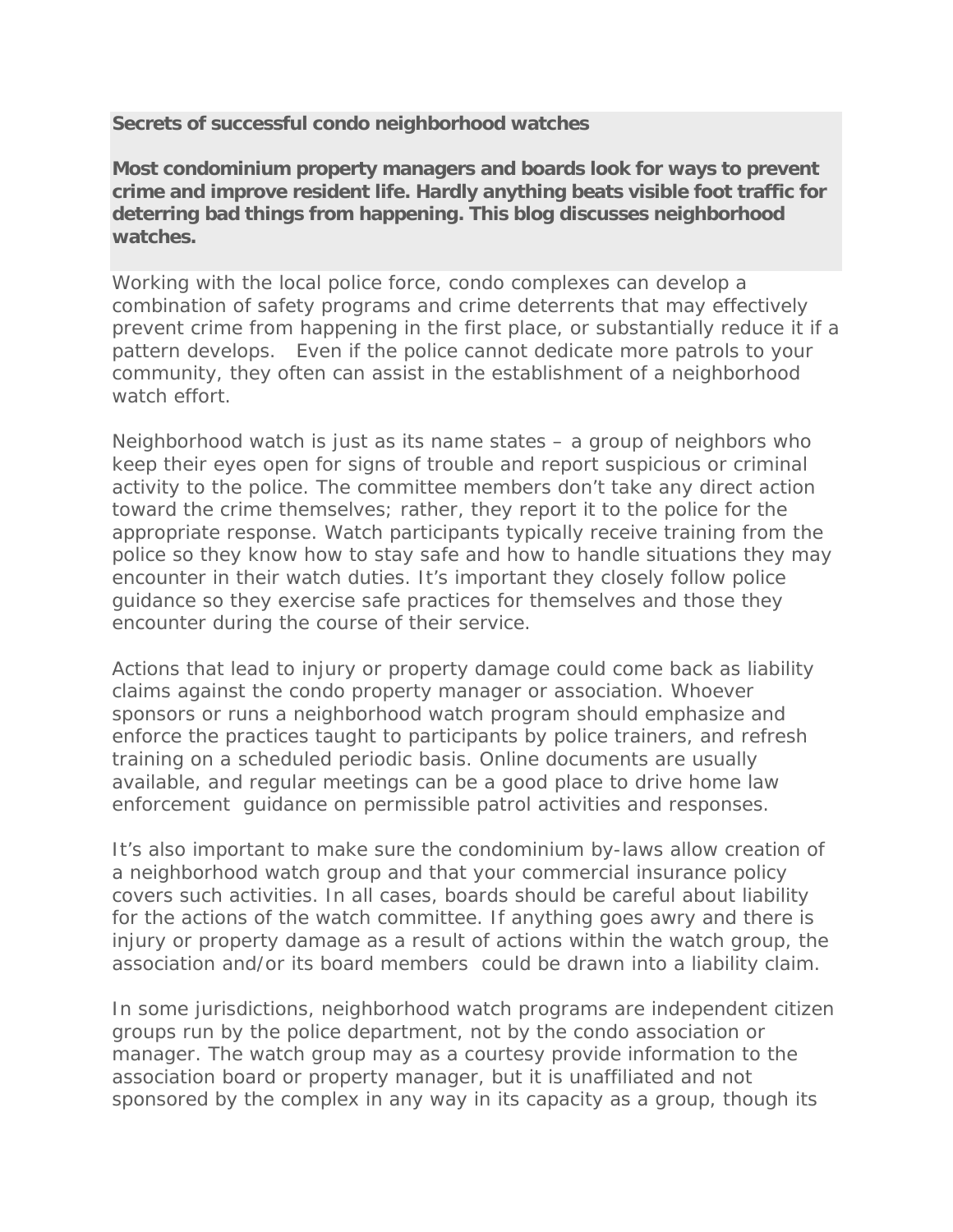**Secrets of successful condo neighborhood watches**

**Most condominium property managers and boards look for ways to prevent crime and improve resident life. Hardly anything beats visible foot traffic for deterring bad things from happening. This blog discusses neighborhood watches.**

Working with the local police force, condo complexes can develop a combination of safety programs and crime deterrents that may effectively prevent crime from happening in the first place, or substantially reduce it if a pattern develops. Even if the police cannot dedicate more patrols to your community, they often can assist in the establishment of a neighborhood watch effort.

Neighborhood watch is just as its name states – a group of neighbors who keep their eyes open for signs of trouble and report suspicious or criminal activity to the police. The committee members don't take any direct action toward the crime themselves; rather, they report it to the police for the appropriate response. Watch participants typically receive training from the police so they know how to stay safe and how to handle situations they may encounter in their watch duties. It's important they closely follow police guidance so they exercise safe practices for themselves and those they encounter during the course of their service.

Actions that lead to injury or property damage could come back as liability claims against the condo property manager or association. Whoever sponsors or runs a neighborhood watch program should emphasize and enforce the practices taught to participants by police trainers, and refresh training on a scheduled periodic basis. Online documents are usually available, and regular meetings can be a good place to drive home law enforcement guidance on permissible patrol activities and responses.

It's also important to make sure the condominium by-laws allow creation of a neighborhood watch group and that your commercial insurance policy covers such activities. In all cases, boards should be careful about liability for the actions of the watch committee. If anything goes awry and there is injury or property damage as a result of actions within the watch group, the association and/or its board members could be drawn into a liability claim.

In some jurisdictions, neighborhood watch programs are independent citizen groups run by the police department, not by the condo association or manager. The watch group may as a courtesy provide information to the association board or property manager, but it is unaffiliated and not sponsored by the complex in any way in its capacity as a group, though its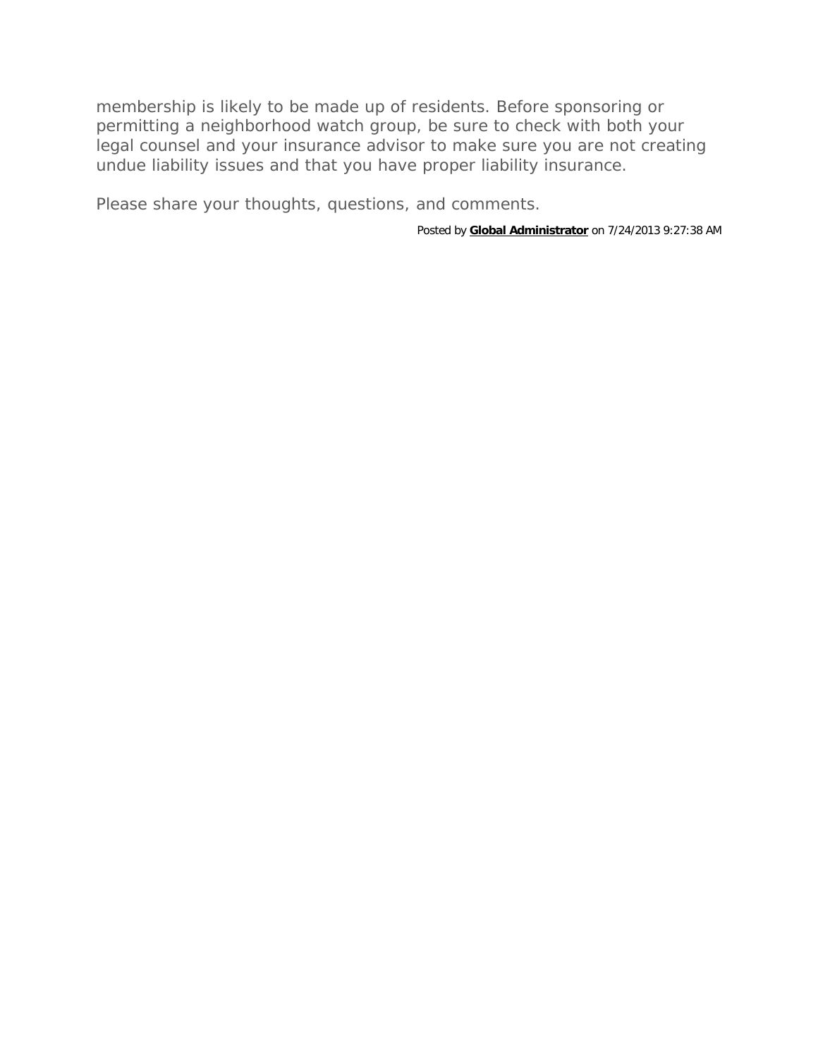membership is likely to be made up of residents. Before sponsoring or permitting a neighborhood watch group, be sure to check with both your legal counsel and your insurance advisor to make sure you are not creating undue liability issues and that you have proper liability insurance.

Please share your thoughts, questions, and comments.

Posted by **Global Administrator** on 7/24/2013 9:27:38 AM